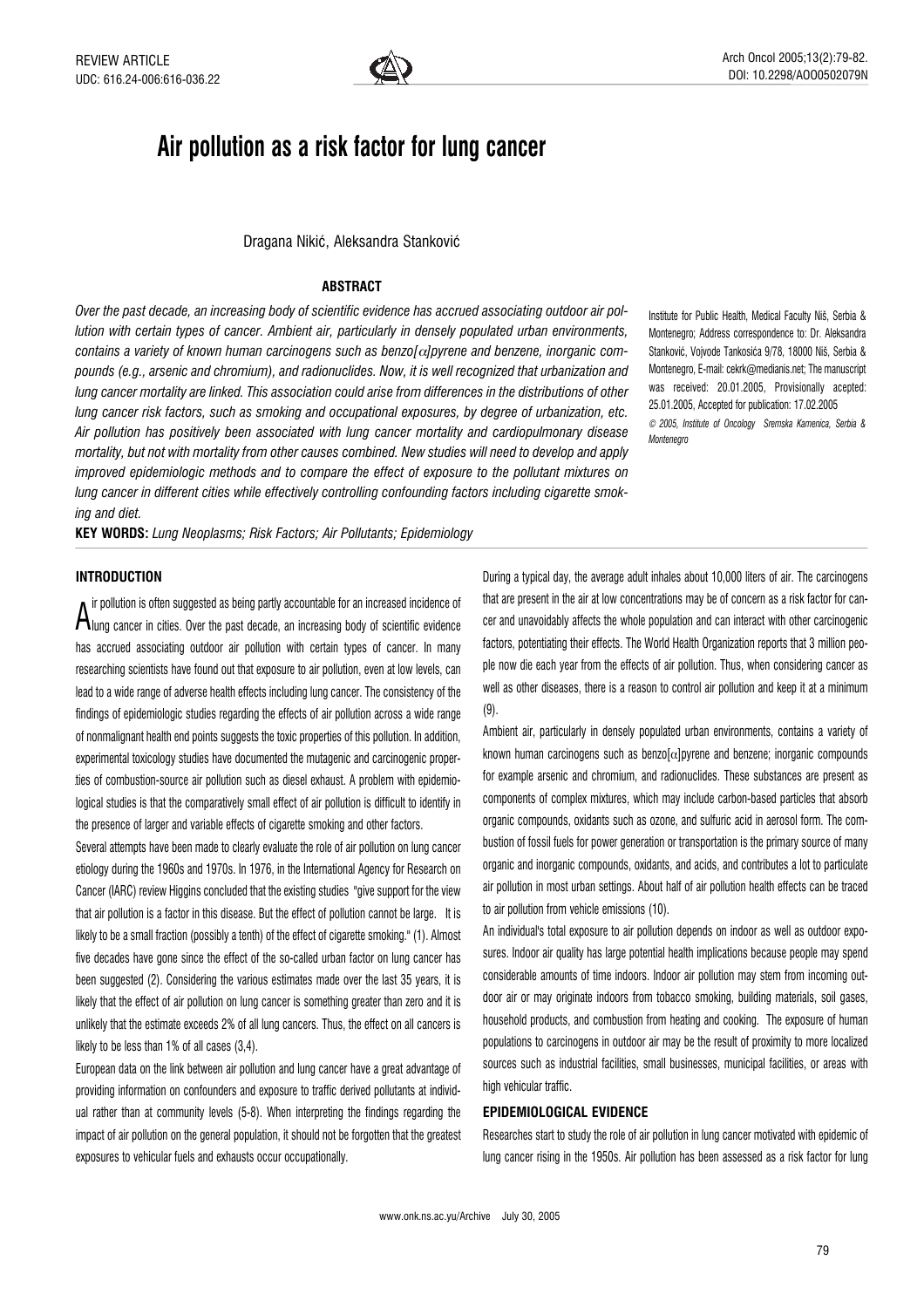REVIEW ARTICLE
UDC: 616.24-006:616-036.22

# Air pollution as a risk factor for lung cancer

Dragana Nikić, Aleksandra Stanković

## ABSTRACT

*Over the past decade, an increasing body of scientific evidence has accrued associating outdoor air pollution with certain types of cancer. Ambient air, particularly in densely populated urban environments, contains a variety of known human carcinogens such as benzo[α]pyrene and benzene, inorganic compounds (e.g., arsenic and chromium), and radionuclides. Now, it is well recognized that urbanization and lung cancer mortality are linked. This association could arise from differences in the distributions of other lung cancer risk factors, such as smoking and occupational exposures, by degree of urbanization, etc. Air pollution has positively been associated with lung cancer mortality and cardiopulmonary disease mortality, but not with mortality from other causes combined. New studies will need to develop and apply improved epidemiologic methods and to compare the effect of exposure to the pollutant mixtures on lung cancer in different cities while effectively controlling confounding factors including cigarette smoking and diet.*

**KEY WORDS:** *Lung Neoplasms; Risk Factors; Air Pollutants; Epidemiology*

Institute for Public Health, Medical Faculty Niš, Serbia & Montenegro; Address correspondence to: Dr. Aleksandra Stanković, Vojvode Tankosića 9/78, 18000 Niš, Serbia & Montenegro, E-mail: cekrk@medianis.net; The manuscript was received: 20.01.2005, Provisionally acepted: 25.01.2005, Accepted for publication: 17.02.2005

*© 2005, Institute of Oncology Sremska Kamenica, Serbia & Montenegro*

## INTRODUCTION

Air pollution is often suggested as being partly accountable for an increased incidence of lung cancer in cities. Over the past decade, an increasing body of scientific evidence has accrued associating outdoor air pollution with certain types of cancer. In many researching scientists have found out that exposure to air pollution, even at low levels, can lead to a wide range of adverse health effects including lung cancer. The consistency of the findings of epidemiologic studies regarding the effects of air pollution across a wide range of nonmalignant health end points suggests the toxic properties of this pollution. In addition, experimental toxicology studies have documented the mutagenic and carcinogenic properties of combustion-source air pollution such as diesel exhaust. A problem with epidemiological studies is that the comparatively small effect of air pollution is difficult to identify in the presence of larger and variable effects of cigarette smoking and other factors.

Several attempts have been made to clearly evaluate the role of air pollution on lung cancer etiology during the 1960s and 1970s. In 1976, in the International Agency for Research on Cancer (IARC) review Higgins concluded that the existing studies "give support for the view that air pollution is a factor in this disease. But the effect of pollution cannot be large. It is likely to be a small fraction (possibly a tenth) of the effect of cigarette smoking." (1). Almost five decades have gone since the effect of the so-called urban factor on lung cancer has been suggested (2). Considering the various estimates made over the last 35 years, it is likely that the effect of air pollution on lung cancer is something greater than zero and it is unlikely that the estimate exceeds 2% of all lung cancers. Thus, the effect on all cancers is likely to be less than 1% of all cases (3,4).

European data on the link between air pollution and lung cancer have a great advantage of providing information on confounders and exposure to traffic derived pollutants at individual rather than at community levels (5-8). When interpreting the findings regarding the impact of air pollution on the general population, it should not be forgotten that the greatest exposures to vehicular fuels and exhausts occur occupationally.

During a typical day, the average adult inhales about 10,000 liters of air. The carcinogens that are present in the air at low concentrations may be of concern as a risk factor for cancer and unavoidably affects the whole population and can interact with other carcinogenic factors, potentiating their effects. The World Health Organization reports that 3 million people now die each year from the effects of air pollution. Thus, when considering cancer as well as other diseases, there is a reason to control air pollution and keep it at a minimum (9).

Ambient air, particularly in densely populated urban environments, contains a variety of known human carcinogens such as benzo[α]pyrene and benzene; inorganic compounds for example arsenic and chromium, and radionuclides. These substances are present as components of complex mixtures, which may include carbon-based particles that absorb organic compounds, oxidants such as ozone, and sulfuric acid in aerosol form. The combustion of fossil fuels for power generation or transportation is the primary source of many organic and inorganic compounds, oxidants, and acids, and contributes a lot to particulate air pollution in most urban settings. About half of air pollution health effects can be traced to air pollution from vehicle emissions (10).

An individual's total exposure to air pollution depends on indoor as well as outdoor exposures. Indoor air quality has large potential health implications because people may spend considerable amounts of time indoors. Indoor air pollution may stem from incoming outdoor air or may originate indoors from tobacco smoking, building materials, soil gases, household products, and combustion from heating and cooking. The exposure of human populations to carcinogens in outdoor air may be the result of proximity to more localized sources such as industrial facilities, small businesses, municipal facilities, or areas with high vehicular traffic.

## EPIDEMIOLOGICAL EVIDENCE

Researches start to study the role of air pollution in lung cancer motivated with epidemic of lung cancer rising in the 1950s. Air pollution has been assessed as a risk factor for lung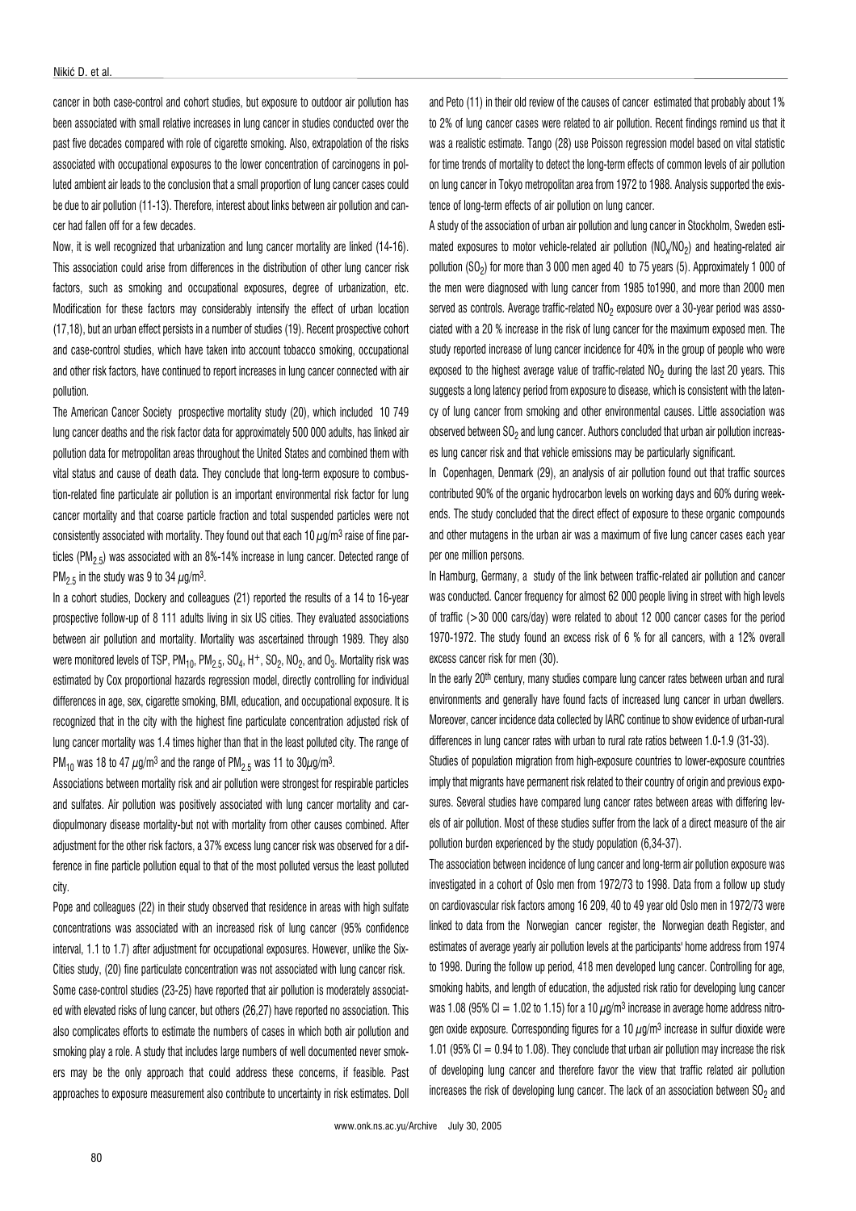cancer in both case-control and cohort studies, but exposure to outdoor air pollution has been associated with small relative increases in lung cancer in studies conducted over the past five decades compared with role of cigarette smoking. Also, extrapolation of the risks associated with occupational exposures to the lower concentration of carcinogens in polluted ambient air leads to the conclusion that a small proportion of lung cancer cases could be due to air pollution (11-13). Therefore, interest about links between air pollution and cancer had fallen off for a few decades.

Now, it is well recognized that urbanization and lung cancer mortality are linked (14-16). This association could arise from differences in the distribution of other lung cancer risk factors, such as smoking and occupational exposures, degree of urbanization, etc. Modification for these factors may considerably intensify the effect of urban location (17,18), but an urban effect persists in a number of studies (19). Recent prospective cohort and case-control studies, which have taken into account tobacco smoking, occupational and other risk factors, have continued to report increases in lung cancer connected with air pollution.

The American Cancer Society prospective mortality study (20), which included 10 749 lung cancer deaths and the risk factor data for approximately 500 000 adults, has linked air pollution data for metropolitan areas throughout the United States and combined them with vital status and cause of death data. They conclude that long-term exposure to combustion-related fine particulate air pollution is an important environmental risk factor for lung cancer mortality and that coarse particle fraction and total suspended particles were not consistently associated with mortality. They found out that each 10 $\mu g/m^3$ raise of fine particles ($PM_{2.5}$) was associated with an 8%-14% increase in lung cancer. Detected range of $PM_{2.5}$ in the study was 9 to 34 $\mu g/m^3$.

In a cohort studies, Dockery and colleagues (21) reported the results of a 14 to 16-year prospective follow-up of 8 111 adults living in six US cities. They evaluated associations between air pollution and mortality. Mortality was ascertained through 1989. They also were monitored levels of TSP, $PM_{10}$, $PM_{2.5}$, $SO_4$, $H^+$, $SO_2$, $NO_2$, and $O_3$. Mortality risk was estimated by Cox proportional hazards regression model, directly controlling for individual differences in age, sex, cigarette smoking, BMI, education, and occupational exposure. It is recognized that in the city with the highest fine particulate concentration adjusted risk of lung cancer mortality was 1.4 times higher than that in the least polluted city. The range of $PM_{10}$ was 18 to 47 $\mu g/m^3$ and the range of $PM_{2.5}$ was 11 to 30$\mu g/m^3$.

Associations between mortality risk and air pollution were strongest for respirable particles and sulfates. Air pollution was positively associated with lung cancer mortality and cardiopulmonary disease mortality-but not with mortality from other causes combined. After adjustment for the other risk factors, a 37% excess lung cancer risk was observed for a difference in fine particle pollution equal to that of the most polluted versus the least polluted city.

Pope and colleagues (22) in their study observed that residence in areas with high sulfate concentrations was associated with an increased risk of lung cancer (95% confidence interval, 1.1 to 1.7) after adjustment for occupational exposures. However, unlike the Six-Cities study, (20) fine particulate concentration was not associated with lung cancer risk.

Some case-control studies (23-25) have reported that air pollution is moderately associated with elevated risks of lung cancer, but others (26,27) have reported no association. This also complicates efforts to estimate the numbers of cases in which both air pollution and smoking play a role. A study that includes large numbers of well documented never smokers may be the only approach that could address these concerns, if feasible. Past approaches to exposure measurement also contribute to uncertainty in risk estimates. Doll and Peto (11) in their old review of the causes of cancer estimated that probably about 1% to 2% of lung cancer cases were related to air pollution. Recent findings remind us that it was a realistic estimate. Tango (28) use Poisson regression model based on vital statistic for time trends of mortality to detect the long-term effects of common levels of air pollution on lung cancer in Tokyo metropolitan area from 1972 to 1988. Analysis supported the existence of long-term effects of air pollution on lung cancer.

A study of the association of urban air pollution and lung cancer in Stockholm, Sweden estimated exposures to motor vehicle-related air pollution ($NO_x/NO_2$) and heating-related air pollution ($SO_2$) for more than 3 000 men aged 40 to 75 years (5). Approximately 1 000 of the men were diagnosed with lung cancer from 1985 to1990, and more than 2000 men served as controls. Average traffic-related $NO_2$ exposure over a 30-year period was associated with a 20 % increase in the risk of lung cancer for the maximum exposed men. The study reported increase of lung cancer incidence for 40% in the group of people who were exposed to the highest average value of traffic-related $NO_2$ during the last 20 years. This suggests a long latency period from exposure to disease, which is consistent with the latency of lung cancer from smoking and other environmental causes. Little association was observed between $SO_2$ and lung cancer. Authors concluded that urban air pollution increases lung cancer risk and that vehicle emissions may be particularly significant.

In Copenhagen, Denmark (29), an analysis of air pollution found out that traffic sources contributed 90% of the organic hydrocarbon levels on working days and 60% during weekends. The study concluded that the direct effect of exposure to these organic compounds and other mutagens in the urban air was a maximum of five lung cancer cases each year per one million persons.

In Hamburg, Germany, a study of the link between traffic-related air pollution and cancer was conducted. Cancer frequency for almost 62 000 people living in street with high levels of traffic (>30 000 cars/day) were related to about 12 000 cancer cases for the period 1970-1972. The study found an excess risk of 6 % for all cancers, with a 12% overall excess cancer risk for men (30).

In the early 20th century, many studies compare lung cancer rates between urban and rural environments and generally have found facts of increased lung cancer in urban dwellers. Moreover, cancer incidence data collected by IARC continue to show evidence of urban-rural differences in lung cancer rates with urban to rural rate ratios between 1.0-1.9 (31-33).

Studies of population migration from high-exposure countries to lower-exposure countries imply that migrants have permanent risk related to their country of origin and previous exposures. Several studies have compared lung cancer rates between areas with differing levels of air pollution. Most of these studies suffer from the lack of a direct measure of the air pollution burden experienced by the study population (6,34-37).

The association between incidence of lung cancer and long-term air pollution exposure was investigated in a cohort of Oslo men from 1972/73 to 1998. Data from a follow up study on cardiovascular risk factors among 16 209, 40 to 49 year old Oslo men in 1972/73 were linked to data from the Norwegian cancer register, the Norwegian death Register, and estimates of average yearly air pollution levels at the participants' home address from 1974 to 1998. During the follow up period, 418 men developed lung cancer. Controlling for age, smoking habits, and length of education, the adjusted risk ratio for developing lung cancer was 1.08 (95% CI = 1.02 to 1.15) for a 10 $\mu g/m^3$ increase in average home address nitrogen oxide exposure. Corresponding figures for a 10 $\mu g/m^3$ increase in sulfur dioxide were 1.01 (95% CI = 0.94 to 1.08). They conclude that urban air pollution may increase the risk of developing lung cancer and therefore favor the view that traffic related air pollution increases the risk of developing lung cancer. The lack of an association between $SO_2$ and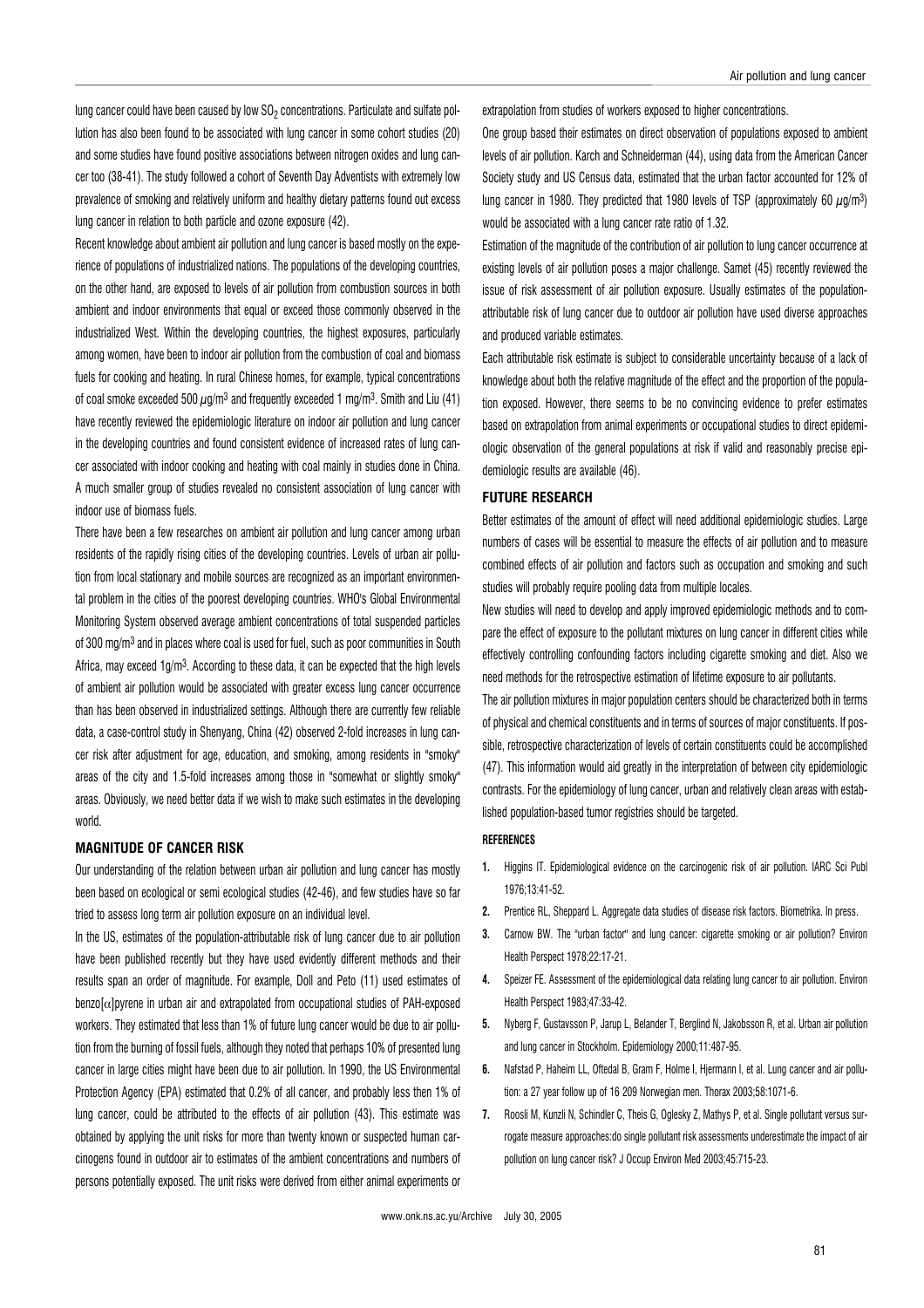lung cancer could have been caused by low $SO_2$ concentrations. Particulate and sulfate pollution has also been found to be associated with lung cancer in some cohort studies (20) and some studies have found positive associations between nitrogen oxides and lung cancer too (38-41). The study followed a cohort of Seventh Day Adventists with extremely low prevalence of smoking and relatively uniform and healthy dietary patterns found out excess lung cancer in relation to both particle and ozone exposure (42).

Recent knowledge about ambient air pollution and lung cancer is based mostly on the experience of populations of industrialized nations. The populations of the developing countries, on the other hand, are exposed to levels of air pollution from combustion sources in both ambient and indoor environments that equal or exceed those commonly observed in the industrialized West. Within the developing countries, the highest exposures, particularly among women, have been to indoor air pollution from the combustion of coal and biomass fuels for cooking and heating. In rural Chinese homes, for example, typical concentrations of coal smoke exceeded 500 $\mu g/m^3$ and frequently exceeded 1 $mg/m^3$. Smith and Liu (41) have recently reviewed the epidemiologic literature on indoor air pollution and lung cancer in the developing countries and found consistent evidence of increased rates of lung cancer associated with indoor cooking and heating with coal mainly in studies done in China. A much smaller group of studies revealed no consistent association of lung cancer with indoor use of biomass fuels.

There have been a few researches on ambient air pollution and lung cancer among urban residents of the rapidly rising cities of the developing countries. Levels of urban air pollution from local stationary and mobile sources are recognized as an important environmental problem in the cities of the poorest developing countries. WHO's Global Environmental Monitoring System observed average ambient concentrations of total suspended particles of 300 $mg/m^3$ and in places where coal is used for fuel, such as poor communities in South Africa, may exceed 1$g/m^3$. According to these data, it can be expected that the high levels of ambient air pollution would be associated with greater excess lung cancer occurrence than has been observed in industrialized settings. Although there are currently few reliable data, a case-control study in Shenyang, China (42) observed 2-fold increases in lung cancer risk after adjustment for age, education, and smoking, among residents in "smoky" areas of the city and 1.5-fold increases among those in "somewhat or slightly smoky" areas. Obviously, we need better data if we wish to make such estimates in the developing world.

## MAGNITUDE OF CANCER RISK

Our understanding of the relation between urban air pollution and lung cancer has mostly been based on ecological or semi ecological studies (42-46), and few studies have so far tried to assess long term air pollution exposure on an individual level.

In the US, estimates of the population-attributable risk of lung cancer due to air pollution have been published recently but they have used evidently different methods and their results span an order of magnitude. For example, Doll and Peto (11) used estimates of benzo[$\alpha$]pyrene in urban air and extrapolated from occupational studies of PAH-exposed workers. They estimated that less than 1% of future lung cancer would be due to air pollution from the burning of fossil fuels, although they noted that perhaps 10% of presented lung cancer in large cities might have been due to air pollution. In 1990, the US Environmental Protection Agency (EPA) estimated that 0.2% of all cancer, and probably less then 1% of lung cancer, could be attributed to the effects of air pollution (43). This estimate was obtained by applying the unit risks for more than twenty known or suspected human carcinogens found in outdoor air to estimates of the ambient concentrations and numbers of persons potentially exposed. The unit risks were derived from either animal experiments or extrapolation from studies of workers exposed to higher concentrations.

One group based their estimates on direct observation of populations exposed to ambient levels of air pollution. Karch and Schneiderman (44), using data from the American Cancer Society study and US Census data, estimated that the urban factor accounted for 12% of lung cancer in 1980. They predicted that 1980 levels of TSP (approximately 60 $\mu g/m^3$) would be associated with a lung cancer rate ratio of 1.32.

Estimation of the magnitude of the contribution of air pollution to lung cancer occurrence at existing levels of air pollution poses a major challenge. Samet (45) recently reviewed the issue of risk assessment of air pollution exposure. Usually estimates of the population-attributable risk of lung cancer due to outdoor air pollution have used diverse approaches and produced variable estimates.

Each attributable risk estimate is subject to considerable uncertainty because of a lack of knowledge about both the relative magnitude of the effect and the proportion of the population exposed. However, there seems to be no convincing evidence to prefer estimates based on extrapolation from animal experiments or occupational studies to direct epidemiologic observation of the general populations at risk if valid and reasonably precise epidemiologic results are available (46).

## FUTURE RESEARCH

Better estimates of the amount of effect will need additional epidemiologic studies. Large numbers of cases will be essential to measure the effects of air pollution and to measure combined effects of air pollution and factors such as occupation and smoking and such studies will probably require pooling data from multiple locales.

New studies will need to develop and apply improved epidemiologic methods and to compare the effect of exposure to the pollutant mixtures on lung cancer in different cities while effectively controlling confounding factors including cigarette smoking and diet. Also we need methods for the retrospective estimation of lifetime exposure to air pollutants.

The air pollution mixtures in major population centers should be characterized both in terms of physical and chemical constituents and in terms of sources of major constituents. If possible, retrospective characterization of levels of certain constituents could be accomplished (47). This information would aid greatly in the interpretation of between city epidemiologic contrasts. For the epidemiology of lung cancer, urban and relatively clean areas with established population-based tumor registries should be targeted.

### REFERENCES

1. Higgins IT. Epidemiological evidence on the carcinogenic risk of air pollution. IARC Sci Publ 1976;13:41-52.
2. Prentice RL, Sheppard L. Aggregate data studies of disease risk factors. Biometrika. In press.
3. Carnow BW. The "urban factor" and lung cancer: cigarette smoking or air pollution? Environ Health Perspect 1978;22:17-21.
4. Speizer FE. Assessment of the epidemiological data relating lung cancer to air pollution. Environ Health Perspect 1983;47:33-42.
5. Nyberg F, Gustavsson P, Jarup L, Belander T, Berglind N, Jakobsson R, et al. Urban air pollution and lung cancer in Stockholm. Epidemiology 2000;11:487-95.
6. Nafstad P, Haheim LL, Oftedal B, Gram F, Holme I, Hjermann I, et al. Lung cancer and air pollution: a 27 year follow up of 16 209 Norwegian men. Thorax 2003;58:1071-6.
7. Roosli M, Kunzli N, Schindler C, Theis G, Oglesky Z, Mathys P, et al. Single pollutant versus surrogate measure approaches:do single pollutant risk assessments underestimate the impact of air pollution on lung cancer risk? J Occup Environ Med 2003;45:715-23.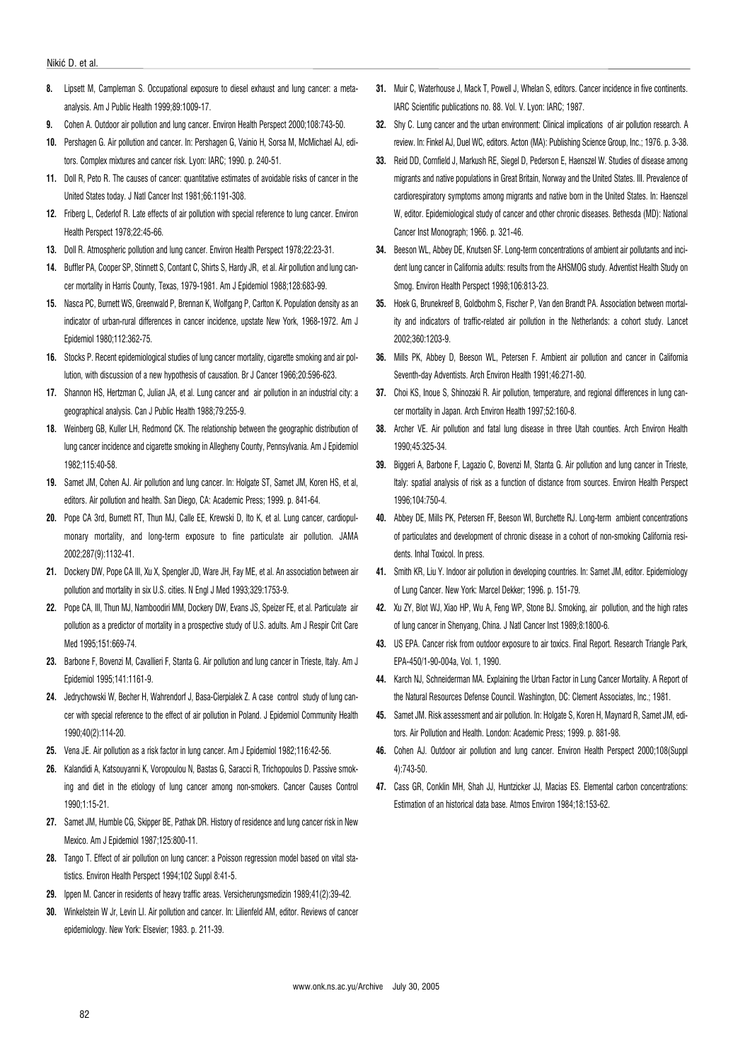8. Lipsett M, Campleman S. Occupational exposure to diesel exhaust and lung cancer: a meta-analysis. Am J Public Health 1999;89:1009-17.
9. Cohen A. Outdoor air pollution and lung cancer. Environ Health Perspect 2000;108:743-50.
10. Pershagen G. Air pollution and cancer. In: Pershagen G, Vainio H, Sorsa M, McMichael AJ, editors. Complex mixtures and cancer risk. Lyon: IARC; 1990. p. 240-51.
11. Doll R, Peto R. The causes of cancer: quantitative estimates of avoidable risks of cancer in the United States today. J Natl Cancer Inst 1981;66:1191-308.
12. Friberg L, Cederlof R. Late effects of air pollution with special reference to lung cancer. Environ Health Perspect 1978;22:45-66.
13. Doll R. Atmospheric pollution and lung cancer. Environ Health Perspect 1978;22:23-31.
14. Buffler PA, Cooper SP, Stinnett S, Contant C, Shirts S, Hardy JR, et al. Air pollution and lung cancer mortality in Harris County, Texas, 1979-1981. Am J Epidemiol 1988;128:683-99.
15. Nasca PC, Burnett WS, Greenwald P, Brennan K, Wolfgang P, Carlton K. Population density as an indicator of urban-rural differences in cancer incidence, upstate New York, 1968-1972. Am J Epidemiol 1980;112:362-75.
16. Stocks P. Recent epidemiological studies of lung cancer mortality, cigarette smoking and air pollution, with discussion of a new hypothesis of causation. Br J Cancer 1966;20:596-623.
17. Shannon HS, Hertzman C, Julian JA, et al. Lung cancer and air pollution in an industrial city: a geographical analysis. Can J Public Health 1988;79:255-9.
18. Weinberg GB, Kuller LH, Redmond CK. The relationship between the geographic distribution of lung cancer incidence and cigarette smoking in Allegheny County, Pennsylvania. Am J Epidemiol 1982;115:40-58.
19. Samet JM, Cohen AJ. Air pollution and lung cancer. In: Holgate ST, Samet JM, Koren HS, et al, editors. Air pollution and health. San Diego, CA: Academic Press; 1999. p. 841-64.
20. Pope CA 3rd, Burnett RT, Thun MJ, Calle EE, Krewski D, Ito K, et al. Lung cancer, cardiopulmonary mortality, and long-term exposure to fine particulate air pollution. JAMA 2002;287(9):1132-41.
21. Dockery DW, Pope CA III, Xu X, Spengler JD, Ware JH, Fay ME, et al. An association between air pollution and mortality in six U.S. cities. N Engl J Med 1993;329:1753-9.
22. Pope CA, III, Thun MJ, Namboodiri MM, Dockery DW, Evans JS, Speizer FE, et al. Particulate air pollution as a predictor of mortality in a prospective study of U.S. adults. Am J Respir Crit Care Med 1995;151:669-74.
23. Barbone F, Bovenzi M, Cavallieri F, Stanta G. Air pollution and lung cancer in Trieste, Italy. Am J Epidemiol 1995;141:1161-9.
24. Jedrychowski W, Becher H, Wahrendorf J, Basa-Cierpialek Z. A case control study of lung cancer with special reference to the effect of air pollution in Poland. J Epidemiol Community Health 1990;40(2):114-20.
25. Vena JE. Air pollution as a risk factor in lung cancer. Am J Epidemiol 1982;116:42-56.
26. Kalandidi A, Katsouyanni K, Voropoulou N, Bastas G, Saracci R, Trichopoulos D. Passive smoking and diet in the etiology of lung cancer among non-smokers. Cancer Causes Control 1990;1:15-21.
27. Samet JM, Humble CG, Skipper BE, Pathak DR. History of residence and lung cancer risk in New Mexico. Am J Epidemiol 1987;125:800-11.
28. Tango T. Effect of air pollution on lung cancer: a Poisson regression model based on vital statistics. Environ Health Perspect 1994;102 Suppl 8:41-5.
29. Ippen M. Cancer in residents of heavy traffic areas. Versicherungsmedizin 1989;41(2):39-42.
30. Winkelstein W Jr, Levin LI. Air pollution and cancer. In: Lilienfeld AM, editor. Reviews of cancer epidemiology. New York: Elsevier; 1983. p. 211-39.
31. Muir C, Waterhouse J, Mack T, Powell J, Whelan S, editors. Cancer incidence in five continents. IARC Scientific publications no. 88. Vol. V. Lyon: IARC; 1987.
32. Shy C. Lung cancer and the urban environment: Clinical implications of air pollution research. A review. In: Finkel AJ, Duel WC, editors. Acton (MA): Publishing Science Group, Inc.; 1976. p. 3-38.
33. Reid DD, Cornfield J, Markush RE, Siegel D, Pederson E, Haenszel W. Studies of disease among migrants and native populations in Great Britain, Norway and the United States. III. Prevalence of cardiorespiratory symptoms among migrants and native born in the United States. In: Haenszel W, editor. Epidemiological study of cancer and other chronic diseases. Bethesda (MD): National Cancer Inst Monograph; 1966. p. 321-46.
34. Beeson WL, Abbey DE, Knutsen SF. Long-term concentrations of ambient air pollutants and incident lung cancer in California adults: results from the AHSMOG study. Adventist Health Study on Smog. Environ Health Perspect 1998;106:813-23.
35. Hoek G, Brunekreef B, Goldbohm S, Fischer P, Van den Brandt PA. Association between mortality and indicators of traffic-related air pollution in the Netherlands: a cohort study. Lancet 2002;360:1203-9.
36. Mills PK, Abbey D, Beeson WL, Petersen F. Ambient air pollution and cancer in California Seventh-day Adventists. Arch Environ Health 1991;46:271-80.
37. Choi KS, Inoue S, Shinozaki R. Air pollution, temperature, and regional differences in lung cancer mortality in Japan. Arch Environ Health 1997;52:160-8.
38. Archer VE. Air pollution and fatal lung disease in three Utah counties. Arch Environ Health 1990;45:325-34.
39. Biggeri A, Barbone F, Lagazio C, Bovenzi M, Stanta G. Air pollution and lung cancer in Trieste, Italy: spatial analysis of risk as a function of distance from sources. Environ Health Perspect 1996;104:750-4.
40. Abbey DE, Mills PK, Petersen FF, Beeson WI, Burchette RJ. Long-term ambient concentrations of particulates and development of chronic disease in a cohort of non-smoking California residents. Inhal Toxicol. In press.
41. Smith KR, Liu Y. Indoor air pollution in developing countries. In: Samet JM, editor. Epidemiology of Lung Cancer. New York: Marcel Dekker; 1996. p. 151-79.
42. Xu ZY, Blot WJ, Xiao HP, Wu A, Feng WP, Stone BJ. Smoking, air pollution, and the high rates of lung cancer in Shenyang, China. J Natl Cancer Inst 1989;8:1800-6.
43. US EPA. Cancer risk from outdoor exposure to air toxics. Final Report. Research Triangle Park, EPA-450/1-90-004a, Vol. 1, 1990.
44. Karch NJ, Schneiderman MA. Explaining the Urban Factor in Lung Cancer Mortality. A Report of the Natural Resources Defense Council. Washington, DC: Clement Associates, Inc.; 1981.
45. Samet JM. Risk assessment and air pollution. In: Holgate S, Koren H, Maynard R, Samet JM, editors. Air Pollution and Health. London: Academic Press; 1999. p. 881-98.
46. Cohen AJ. Outdoor air pollution and lung cancer. Environ Health Perspect 2000;108(Suppl 4):743-50.
47. Cass GR, Conklin MH, Shah JJ, Huntzicker JJ, Macias ES. Elemental carbon concentrations: Estimation of an historical data base. Atmos Environ 1984;18:153-62.